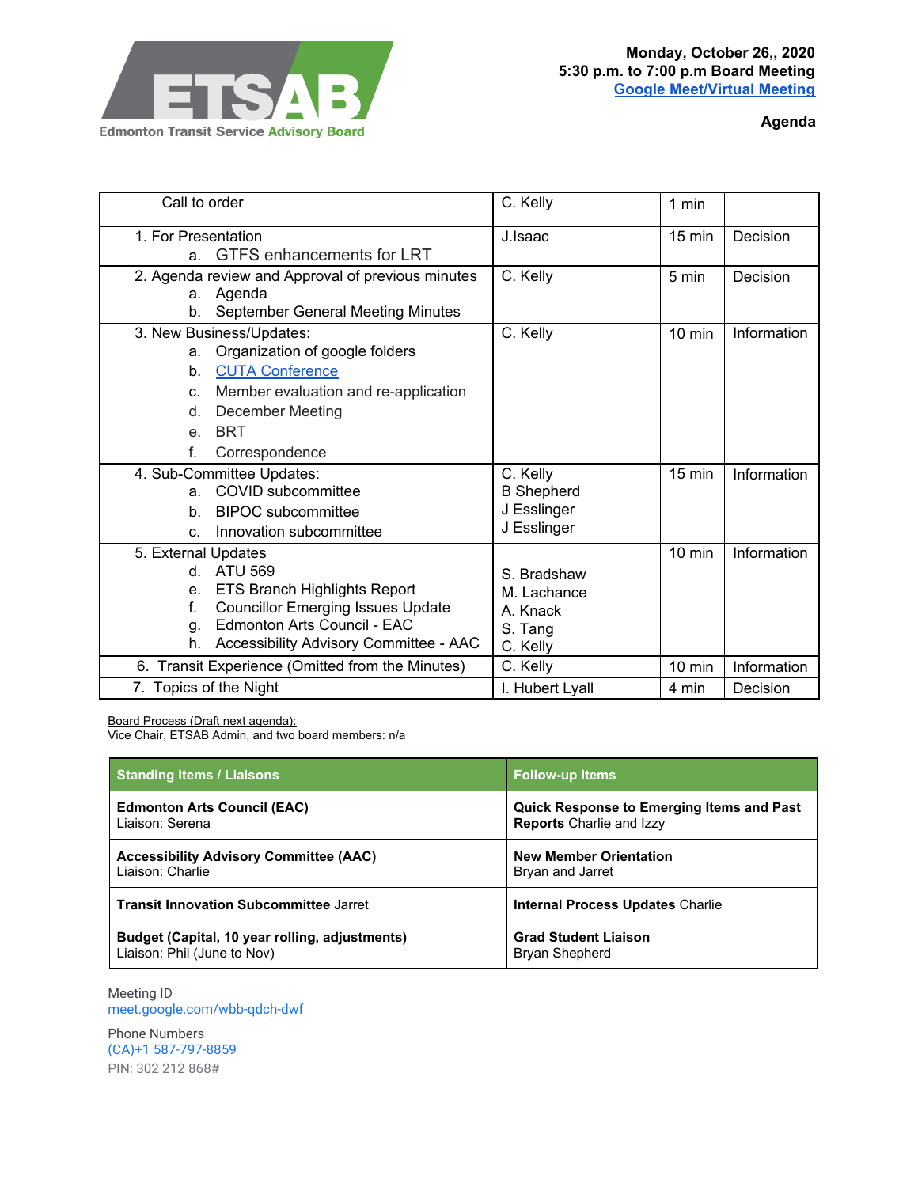ETSAB

Edmonton Transit Service Advisory Board

**Monday, October 26,, 2020**
**5:30 p.m. to 7:00 p.m Board Meeting**
**Google Meet/Virtual Meeting**

**Agenda**

| Item | Lead | Time | Type |
|---|---|---|---|
| Call to order | C. Kelly | 1 min | |
| 1. For Presentation<br>a. GTFS enhancements for LRT | J.Isaac | 15 min | Decision |
| 2. Agenda review and Approval of previous minutes<br>a. Agenda<br>b. September General Meeting Minutes | C. Kelly | 5 min | Decision |
| 3. New Business/Updates:<br>a. Organization of google folders<br>b. CUTA Conference<br>c. Member evaluation and re-application<br>d. December Meeting<br>e. BRT<br>f. Correspondence | C. Kelly | 10 min | Information |
| 4. Sub-Committee Updates:<br>a. COVID subcommittee<br>b. BIPOC subcommittee<br>c. Innovation subcommittee | C. Kelly<br>B Shepherd<br>J Esslinger<br>J Esslinger | 15 min | Information |
| 5. External Updates<br>d. ATU 569<br>e. ETS Branch Highlights Report<br>f. Councillor Emerging Issues Update<br>g. Edmonton Arts Council - EAC<br>h. Accessibility Advisory Committee - AAC | S. Bradshaw<br>M. Lachance<br>A. Knack<br>S. Tang<br>C. Kelly | 10 min | Information |
| 6. Transit Experience (Omitted from the Minutes) | C. Kelly | 10 min | Information |
| 7. Topics of the Night | I. Hubert Lyall | 4 min | Decision |

Board Process (Draft next agenda):
Vice Chair, ETSAB Admin, and two board members: n/a

| Standing Items / Liaisons | Follow-up Items |
|---|---|
| **Edmonton Arts Council (EAC)**<br>Liaison: Serena | **Quick Response to Emerging Items and Past Reports** Charlie and Izzy |
| **Accessibility Advisory Committee (AAC)**<br>Liaison: Charlie | **New Member Orientation**<br>Bryan and Jarret |
| **Transit Innovation Subcommittee** Jarret | **Internal Process Updates** Charlie |
| **Budget (Capital, 10 year rolling, adjustments)**<br>Liaison: Phil (June to Nov) | **Grad Student Liaison**<br>Bryan Shepherd |

Meeting ID
meet.google.com/wbb-qdch-dwf

Phone Numbers
(CA)+1 587-797-8859
PIN: 302 212 868#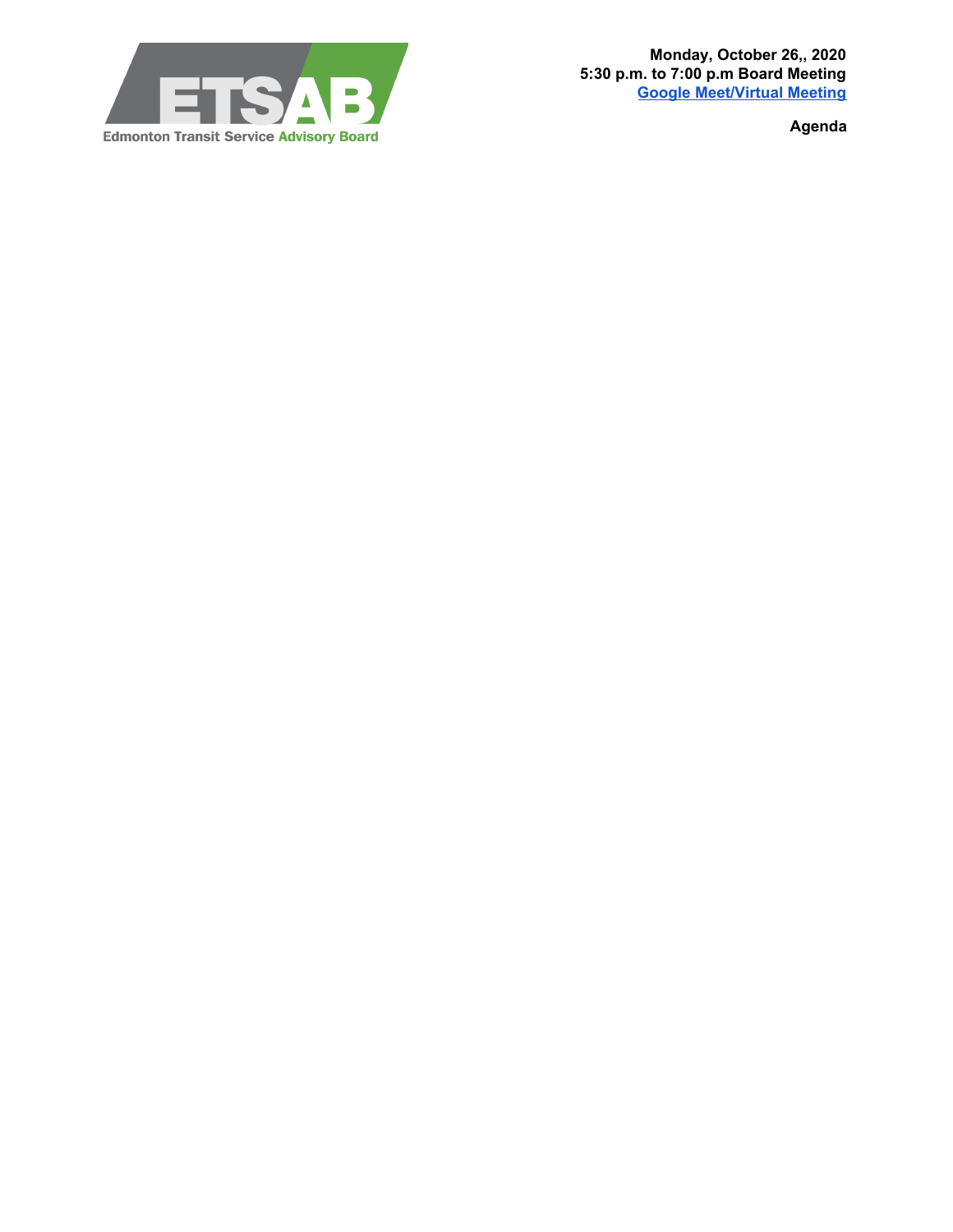Edmonton Transit Service Advisory Board

**Monday, October 26,, 2020**
**5:30 p.m. to 7:00 p.m Board Meeting**
**[Google Meet/Virtual Meeting]**

**Agenda**